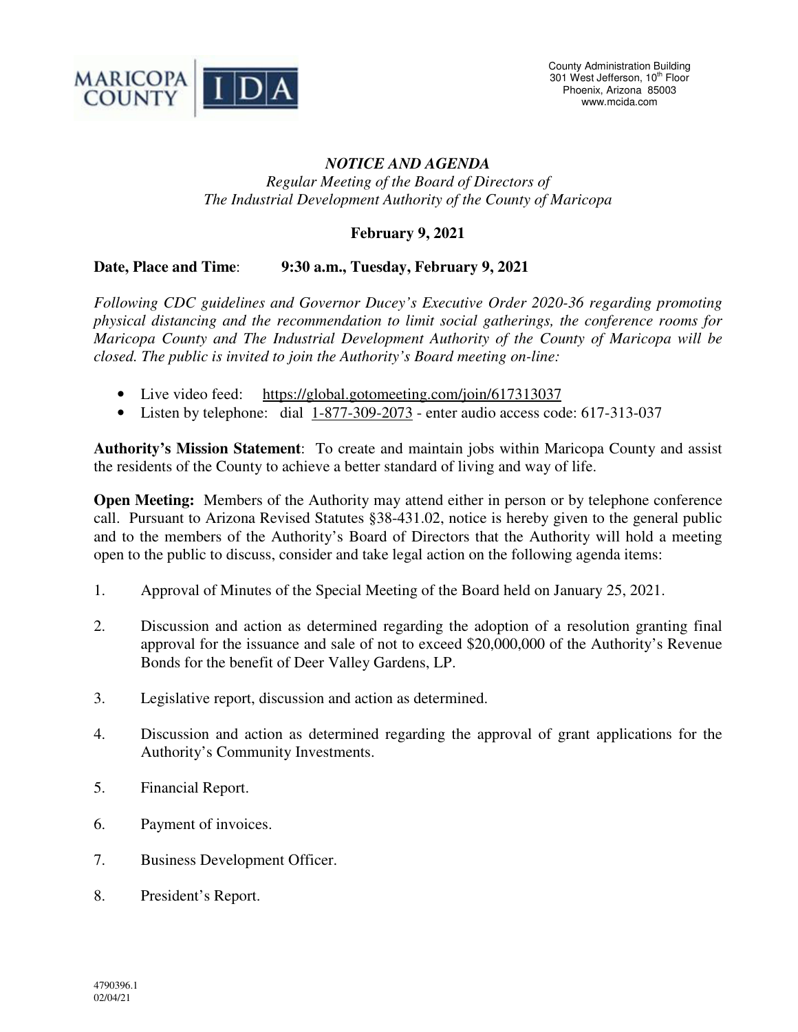MARICOPA COUNTY | IDA

County Administration Building
301 West Jefferson, 10th Floor
Phoenix, Arizona 85003
www.mcida.com

# *NOTICE AND AGENDA*

*Regular Meeting of the Board of Directors of*
*The Industrial Development Authority of the County of Maricopa*

**February 9, 2021**

**Date, Place and Time**: **9:30 a.m., Tuesday, February 9, 2021**

*Following CDC guidelines and Governor Ducey's Executive Order 2020-36 regarding promoting physical distancing and the recommendation to limit social gatherings, the conference rooms for Maricopa County and The Industrial Development Authority of the County of Maricopa will be closed. The public is invited to join the Authority's Board meeting on-line:*

- Live video feed: https://global.gotomeeting.com/join/617313037
- Listen by telephone: dial 1-877-309-2073 - enter audio access code: 617-313-037

**Authority's Mission Statement**: To create and maintain jobs within Maricopa County and assist the residents of the County to achieve a better standard of living and way of life.

**Open Meeting:** Members of the Authority may attend either in person or by telephone conference call. Pursuant to Arizona Revised Statutes §38-431.02, notice is hereby given to the general public and to the members of the Authority's Board of Directors that the Authority will hold a meeting open to the public to discuss, consider and take legal action on the following agenda items:

1. Approval of Minutes of the Special Meeting of the Board held on January 25, 2021.
2. Discussion and action as determined regarding the adoption of a resolution granting final approval for the issuance and sale of not to exceed $20,000,000 of the Authority's Revenue Bonds for the benefit of Deer Valley Gardens, LP.
3. Legislative report, discussion and action as determined.
4. Discussion and action as determined regarding the approval of grant applications for the Authority's Community Investments.
5. Financial Report.
6. Payment of invoices.
7. Business Development Officer.
8. President's Report.

4790396.1
02/04/21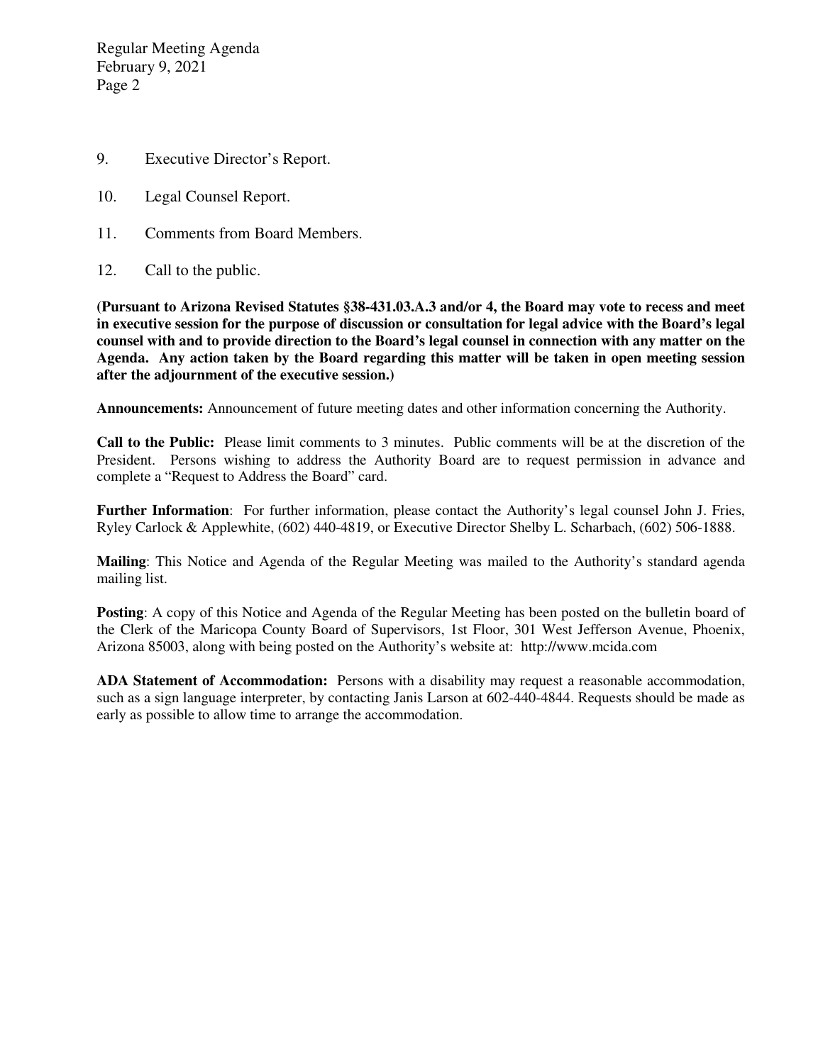9. Executive Director's Report.

10. Legal Counsel Report.

11. Comments from Board Members.

12. Call to the public.

**(Pursuant to Arizona Revised Statutes §38-431.03.A.3 and/or 4, the Board may vote to recess and meet in executive session for the purpose of discussion or consultation for legal advice with the Board's legal counsel with and to provide direction to the Board's legal counsel in connection with any matter on the Agenda. Any action taken by the Board regarding this matter will be taken in open meeting session after the adjournment of the executive session.)**

**Announcements:** Announcement of future meeting dates and other information concerning the Authority.

**Call to the Public:** Please limit comments to 3 minutes. Public comments will be at the discretion of the President. Persons wishing to address the Authority Board are to request permission in advance and complete a "Request to Address the Board" card.

**Further Information**: For further information, please contact the Authority's legal counsel John J. Fries, Ryley Carlock & Applewhite, (602) 440-4819, or Executive Director Shelby L. Scharbach, (602) 506-1888.

**Mailing**: This Notice and Agenda of the Regular Meeting was mailed to the Authority's standard agenda mailing list.

**Posting**: A copy of this Notice and Agenda of the Regular Meeting has been posted on the bulletin board of the Clerk of the Maricopa County Board of Supervisors, 1st Floor, 301 West Jefferson Avenue, Phoenix, Arizona 85003, along with being posted on the Authority's website at: http://www.mcida.com

**ADA Statement of Accommodation:** Persons with a disability may request a reasonable accommodation, such as a sign language interpreter, by contacting Janis Larson at 602-440-4844. Requests should be made as early as possible to allow time to arrange the accommodation.